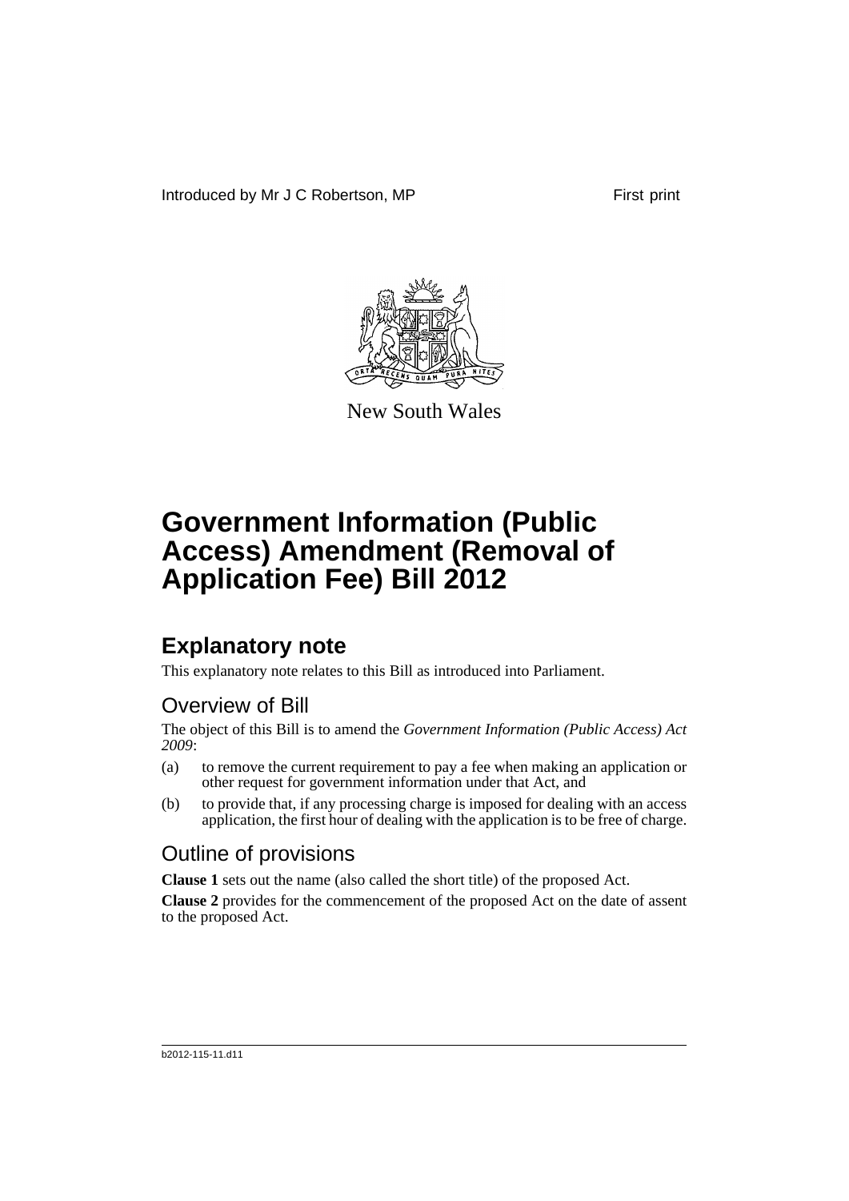Introduced by Mr J C Robertson, MP First print

New South Wales

# Government Information (Public Access) Amendment (Removal of Application Fee) Bill 2012

## Explanatory note

This explanatory note relates to this Bill as introduced into Parliament.

### Overview of Bill

The object of this Bill is to amend the *Government Information (Public Access) Act 2009*:

(a) to remove the current requirement to pay a fee when making an application or other request for government information under that Act, and

(b) to provide that, if any processing charge is imposed for dealing with an access application, the first hour of dealing with the application is to be free of charge.

### Outline of provisions

**Clause 1** sets out the name (also called the short title) of the proposed Act.

**Clause 2** provides for the commencement of the proposed Act on the date of assent to the proposed Act.

b2012-115-11.d11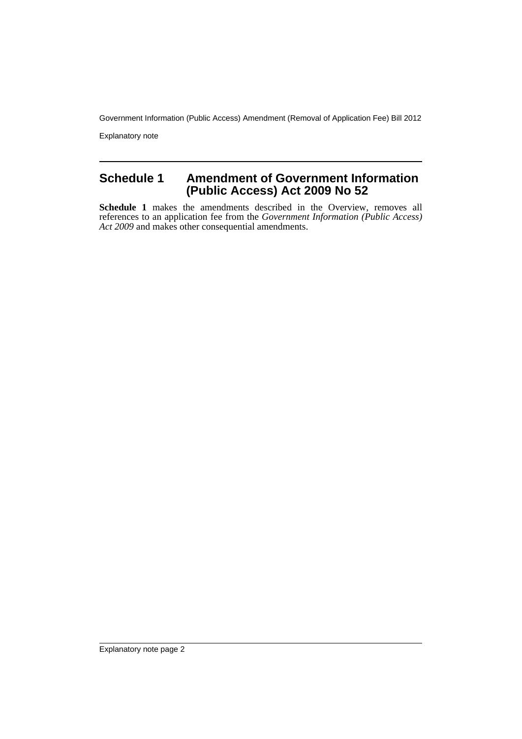## Schedule 1 Amendment of Government Information (Public Access) Act 2009 No 52

**Schedule 1** makes the amendments described in the Overview, removes all references to an application fee from the *Government Information (Public Access) Act 2009* and makes other consequential amendments.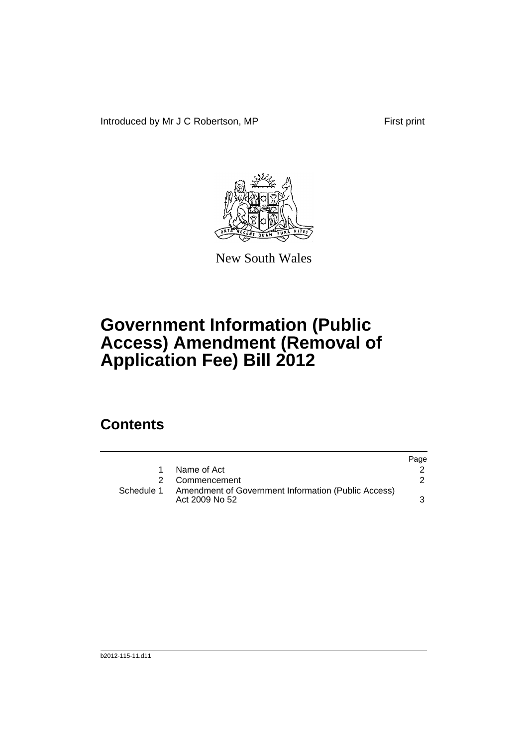Introduced by Mr J C Robertson, MP First print

New South Wales

# Government Information (Public Access) Amendment (Removal of Application Fee) Bill 2012

## Contents

| | | Page |
|---|---|---|
| 1 | Name of Act | 2 |
| 2 | Commencement | 2 |
| Schedule 1 | Amendment of Government Information (Public Access) Act 2009 No 52 | 3 |

b2012-115-11.d11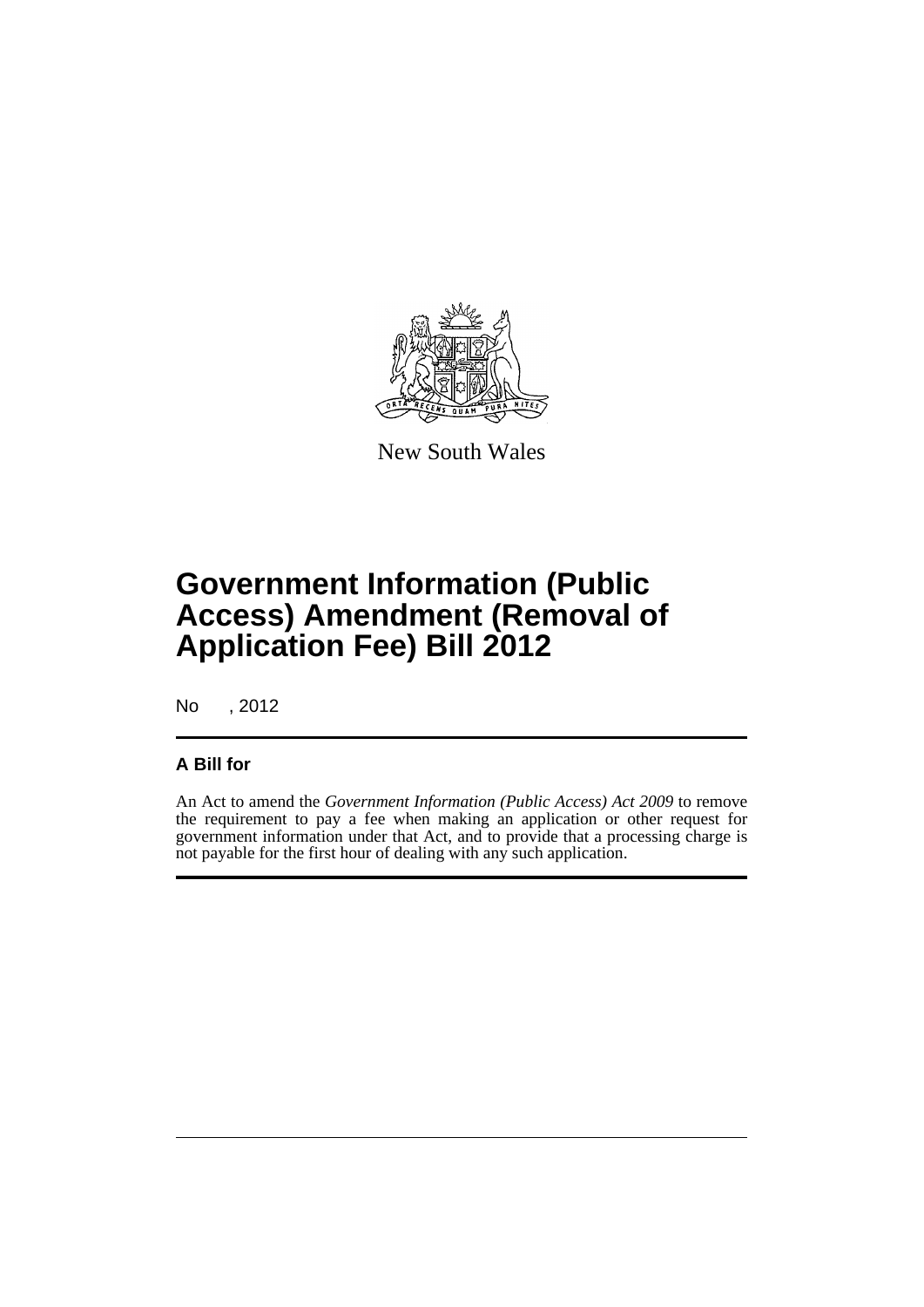New South Wales

# Government Information (Public Access) Amendment (Removal of Application Fee) Bill 2012

No , 2012

## A Bill for

An Act to amend the *Government Information (Public Access) Act 2009* to remove the requirement to pay a fee when making an application or other request for government information under that Act, and to provide that a processing charge is not payable for the first hour of dealing with any such application.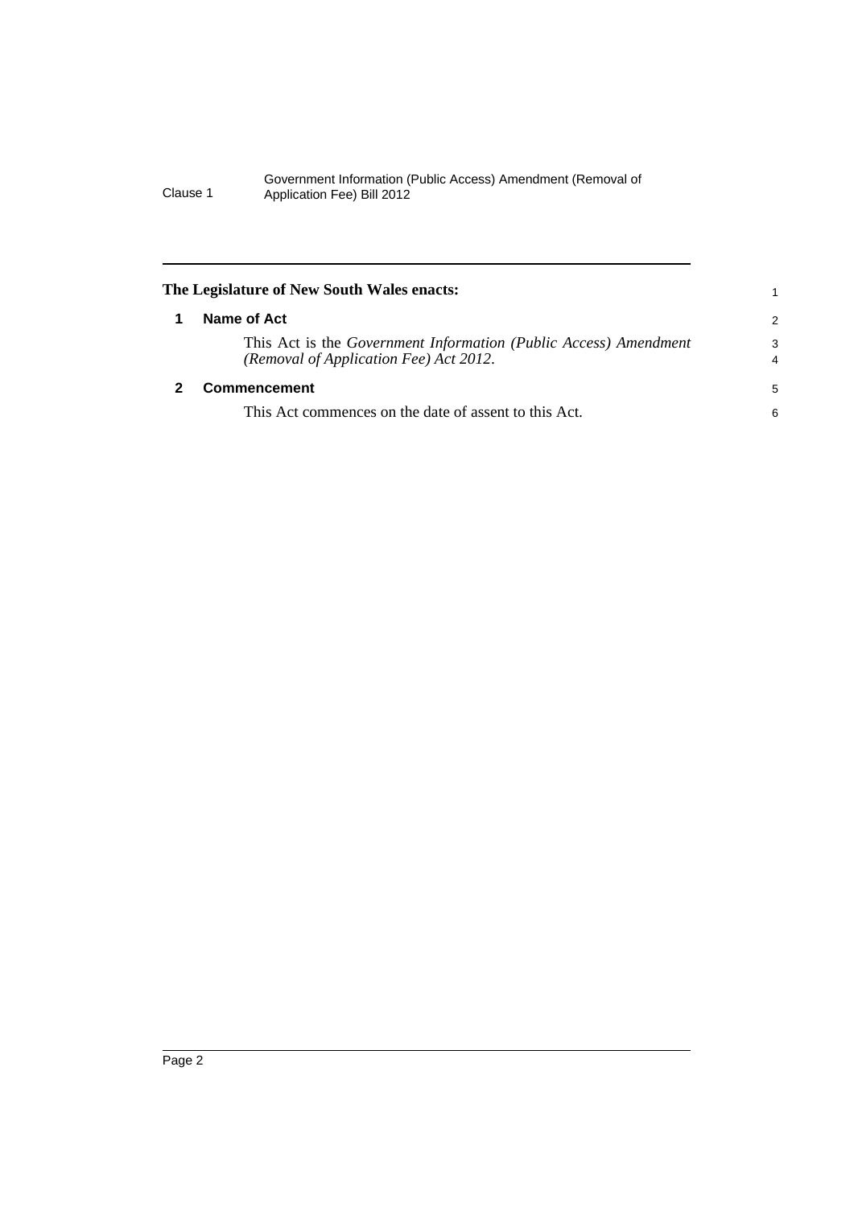**The Legislature of New South Wales enacts:**

## 1 Name of Act

This Act is the *Government Information (Public Access) Amendment (Removal of Application Fee) Act 2012*.

## 2 Commencement

This Act commences on the date of assent to this Act.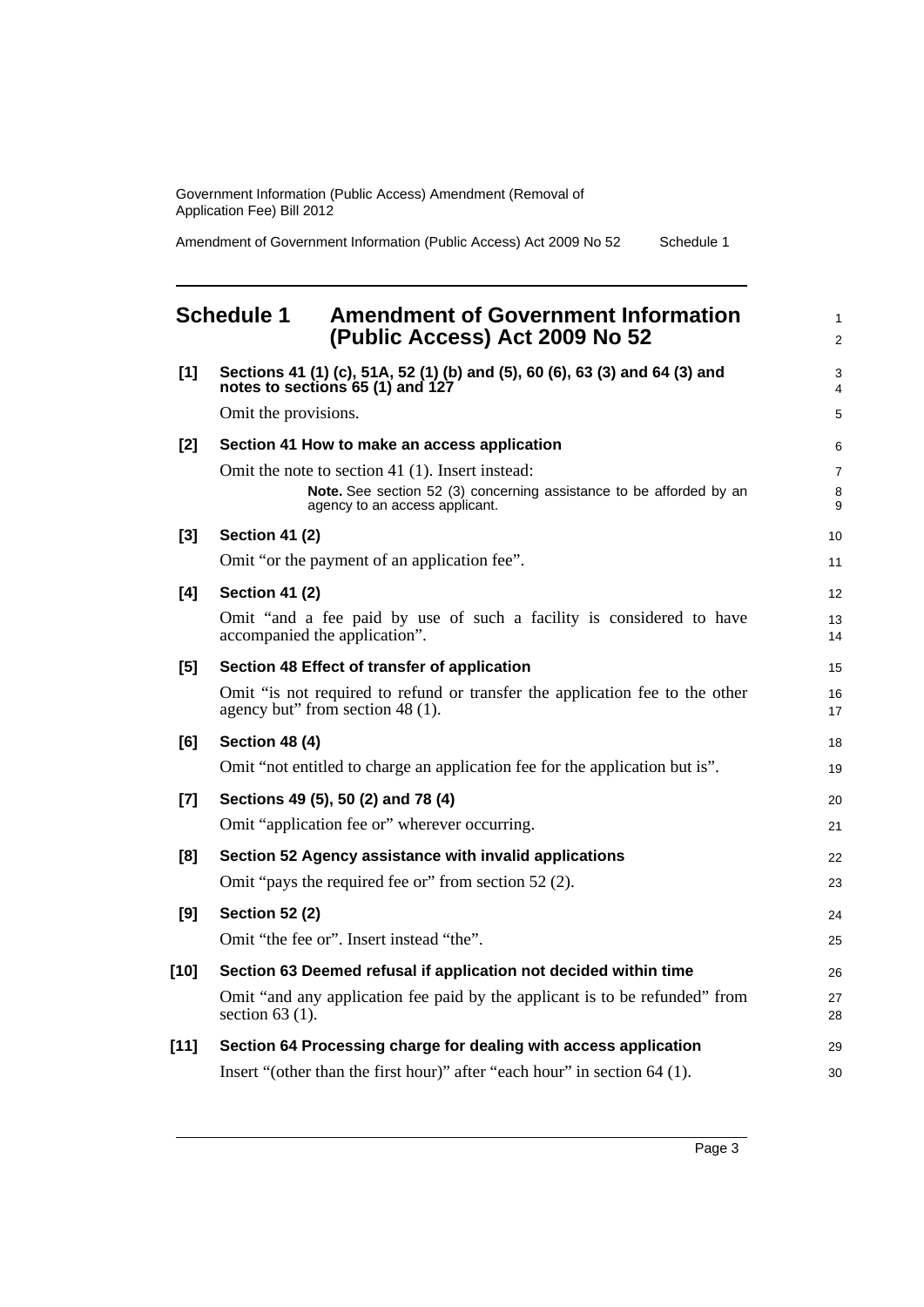## Schedule 1 Amendment of Government Information (Public Access) Act 2009 No 52

**[1] Sections 41 (1) (c), 51A, 52 (1) (b) and (5), 60 (6), 63 (3) and 64 (3) and notes to sections 65 (1) and 127**

Omit the provisions.

**[2] Section 41 How to make an access application**

Omit the note to section 41 (1). Insert instead:

> **Note.** See section 52 (3) concerning assistance to be afforded by an agency to an access applicant.

**[3] Section 41 (2)**

Omit "or the payment of an application fee".

**[4] Section 41 (2)**

Omit "and a fee paid by use of such a facility is considered to have accompanied the application".

**[5] Section 48 Effect of transfer of application**

Omit "is not required to refund or transfer the application fee to the other agency but" from section 48 (1).

**[6] Section 48 (4)**

Omit "not entitled to charge an application fee for the application but is".

**[7] Sections 49 (5), 50 (2) and 78 (4)**

Omit "application fee or" wherever occurring.

**[8] Section 52 Agency assistance with invalid applications**

Omit "pays the required fee or" from section 52 (2).

**[9] Section 52 (2)**

Omit "the fee or". Insert instead "the".

**[10] Section 63 Deemed refusal if application not decided within time**

Omit "and any application fee paid by the applicant is to be refunded" from section 63 (1).

**[11] Section 64 Processing charge for dealing with access application**

Insert "(other than the first hour)" after "each hour" in section 64 (1).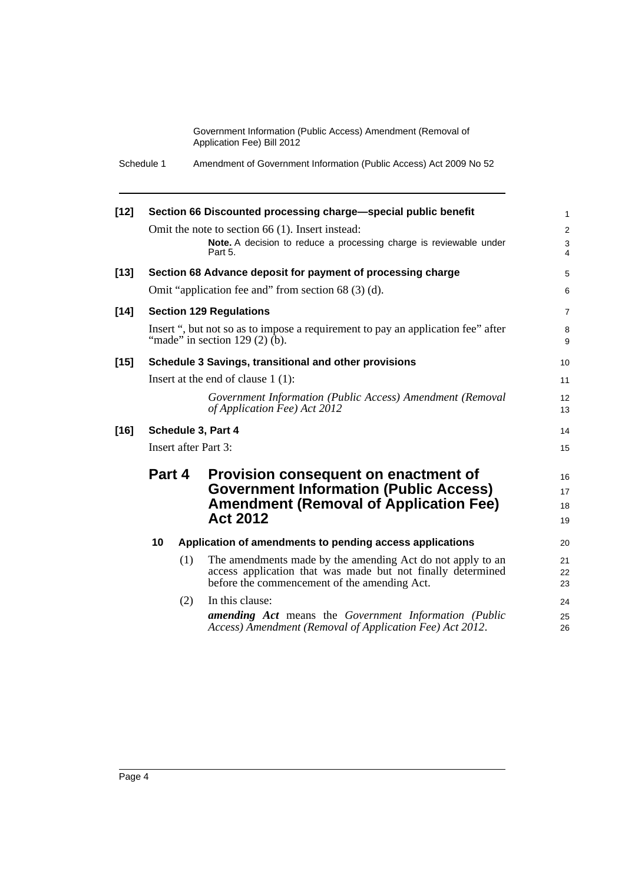**[12] Section 66 Discounted processing charge—special public benefit**

Omit the note to section 66 (1). Insert instead:

> **Note.** A decision to reduce a processing charge is reviewable under Part 5.

**[13] Section 68 Advance deposit for payment of processing charge**

Omit "application fee and" from section 68 (3) (d).

**[14] Section 129 Regulations**

Insert ", but not so as to impose a requirement to pay an application fee" after "made" in section 129 (2) (b).

**[15] Schedule 3 Savings, transitional and other provisions**

Insert at the end of clause 1 (1):

> *Government Information (Public Access) Amendment (Removal of Application Fee) Act 2012*

**[16] Schedule 3, Part 4**

Insert after Part 3:

## Part 4 Provision consequent on enactment of Government Information (Public Access) Amendment (Removal of Application Fee) Act 2012

### 10 Application of amendments to pending access applications

(1) The amendments made by the amending Act do not apply to an access application that was made but not finally determined before the commencement of the amending Act.

(2) In this clause:

***amending Act*** means the *Government Information (Public Access) Amendment (Removal of Application Fee) Act 2012*.